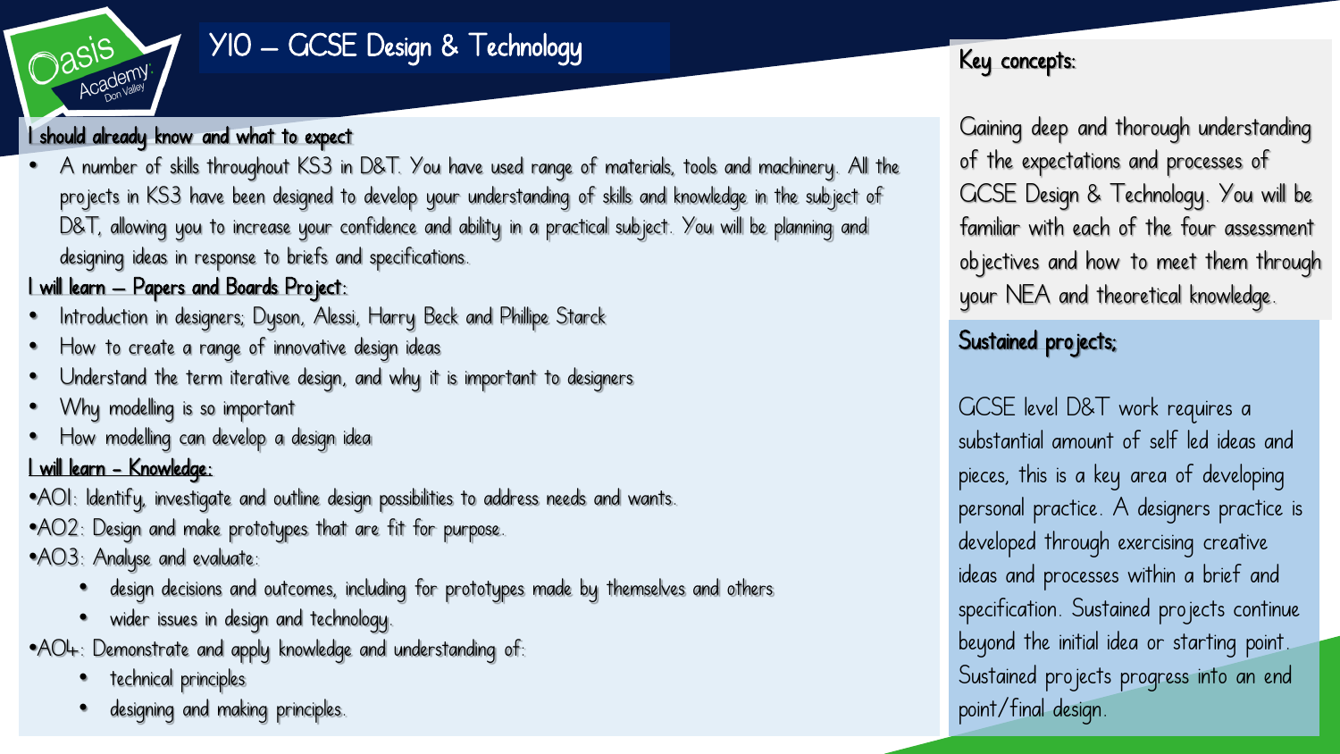# Y10 – GCSE Design & Technology

## I should already know and what to expect

- A number of skills throughout KS3 in D&T. You have used range of materials, tools and machinery. All the projects in KS3 have been designed to develop your understanding of skills and knowledge in the subject of D&T, allowing you to increase your confidence and ability in a practical subject. You will be planning and designing ideas in response to briefs and specifications.

## I will learn – Papers and Boards Project:

- Introduction in designers; Dyson, Alessi, Harry Beck and Phillipe Starck
- How to create a range of innovative design ideas
- Understand the term iterative design, and why it is important to designers
- Why modelling is so important
- How modelling can develop a design idea

## I will learn - Knowledge:

- AO1: Identify, investigate and outline design possibilities to address needs and wants.
- AO2: Design and make prototypes that are fit for purpose.
- AO3: Analyse and evaluate:
  - design decisions and outcomes, including for prototypes made by themselves and others
  - wider issues in design and technology.
- AO4: Demonstrate and apply knowledge and understanding of:
  - technical principles
  - designing and making principles.

## Key concepts:

Gaining deep and thorough understanding of the expectations and processes of GCSE Design & Technology. You will be familiar with each of the four assessment objectives and how to meet them through your NEA and theoretical knowledge.

## Sustained projects;

GCSE level D&T work requires a substantial amount of self led ideas and pieces, this is a key area of developing personal practice. A designers practice is developed through exercising creative ideas and processes within a brief and specification. Sustained projects continue beyond the initial idea or starting point. Sustained projects progress into an end point/final design.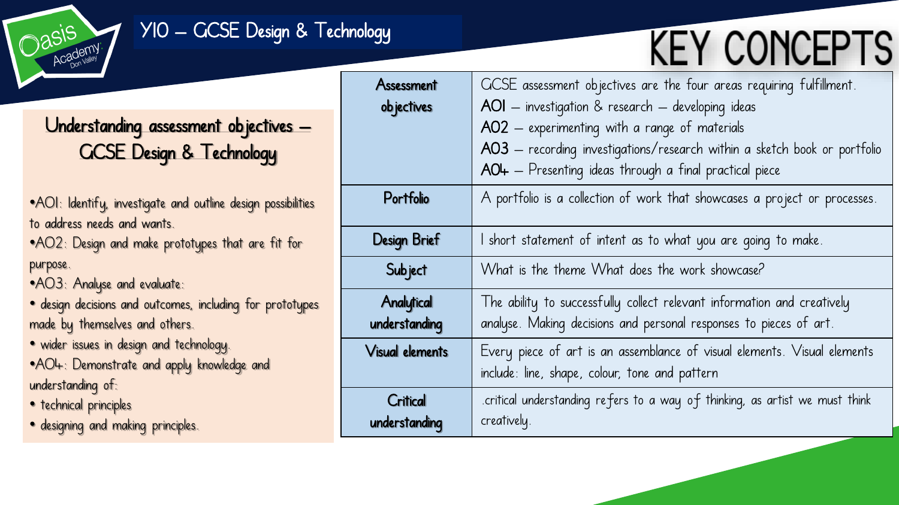# Y10 – GCSE Design & Technology

# KEY CONCEPTS

## Understanding assessment objectives – GCSE Design & Technology

- AO1: Identify, investigate and outline design possibilities to address needs and wants.
- AO2: Design and make prototypes that are fit for purpose.
- AO3: Analyse and evaluate:
  - design decisions and outcomes, including for prototypes made by themselves and others.
  - wider issues in design and technology.
- AO4: Demonstrate and apply knowledge and understanding of:
  - technical principles
  - designing and making principles.

| | |
|---|---|
| Assessment objectives | GCSE assessment objectives are the four areas requiring fulfillment.<br>AO1 – investigation & research – developing ideas<br>AO2 – experimenting with a range of materials<br>AO3 – recording investigations/research within a sketch book or portfolio<br>AO4 – Presenting ideas through a final practical piece |
| Portfolio | A portfolio is a collection of work that showcases a project or processes. |
| Design Brief | I short statement of intent as to what you are going to make. |
| Subject | What is the theme What does the work showcase? |
| Analytical understanding | The ability to successfully collect relevant information and creatively analyse. Making decisions and personal responses to pieces of art. |
| Visual elements | Every piece of art is an assemblance of visual elements. Visual elements include: line, shape, colour, tone and pattern |
| Critical understanding | .critical understanding refers to a way of thinking, as artist we must think creatively. |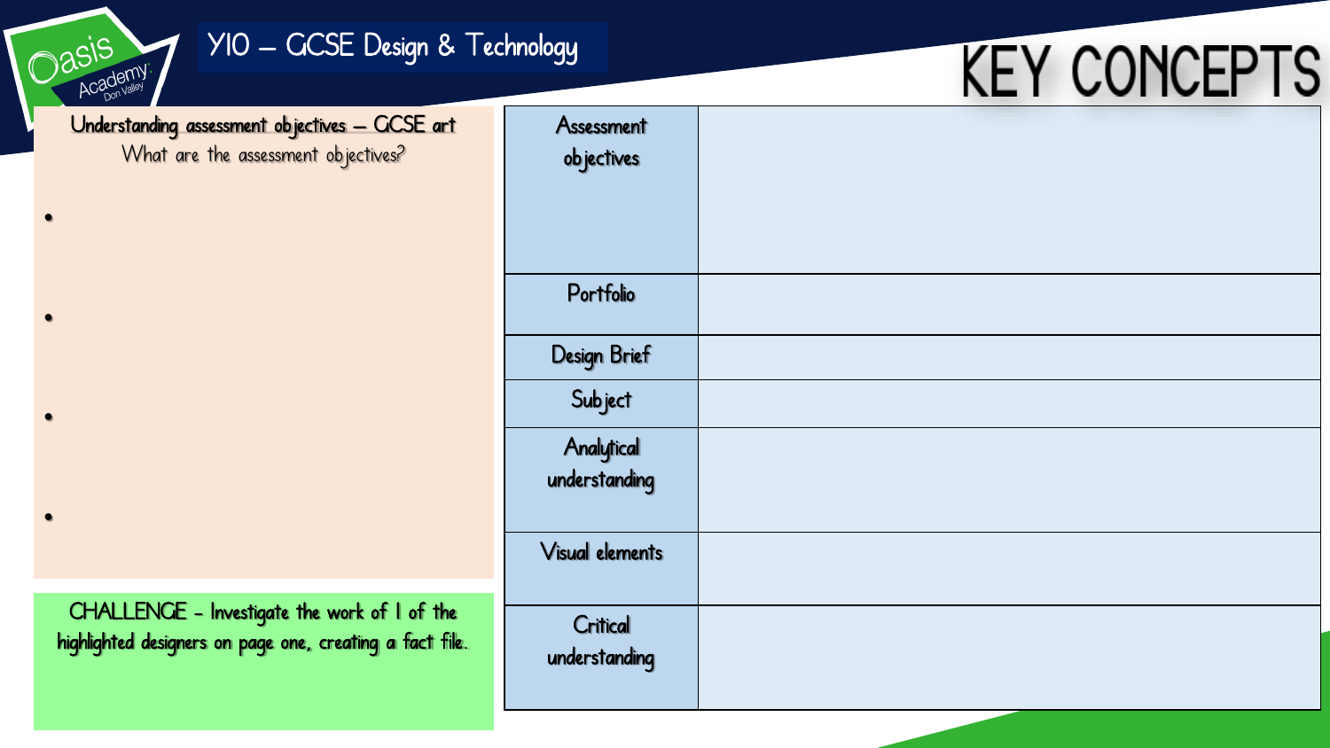Oasis Academy Don Valley

# Y10 – GCSE Design & Technology

# KEY CONCEPTS

## Understanding assessment objectives – GCSE art

What are the assessment objectives?

- 
- 
- 
- 

CHALLENGE – Investigate the work of 1 of the highlighted designers on page one, creating a fact file.

| | |
|---|---|
| Assessment objectives | |
| Portfolio | |
| Design Brief | |
| Subject | |
| Analytical understanding | |
| Visual elements | |
| Critical understanding | |